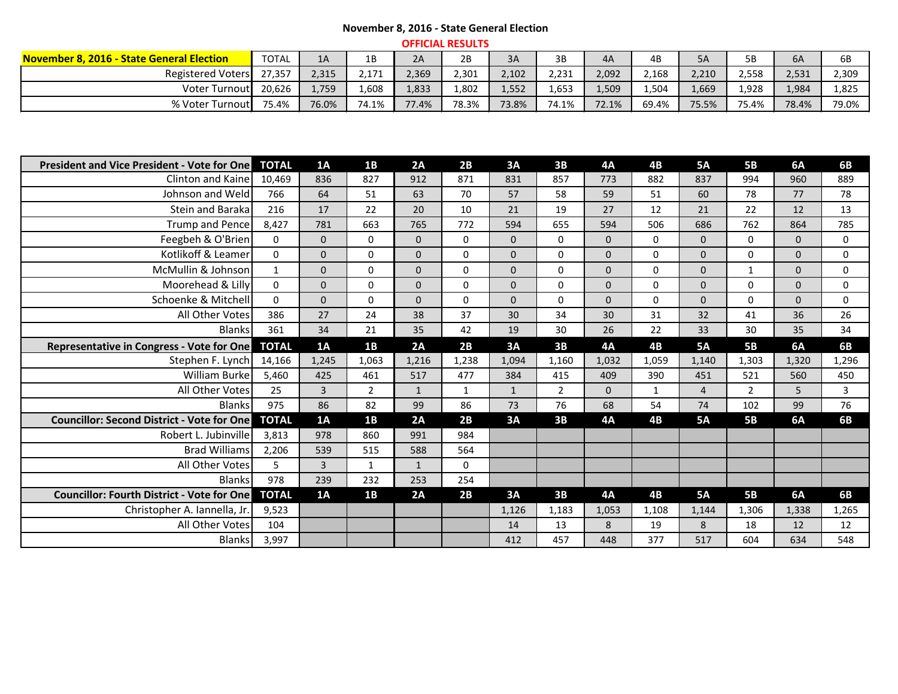# November 8, 2016 - State General Election

**OFFICIAL RESULTS**

| November 8, 2016 - State General Election | TOTAL | 1A | 1B | 2A | 2B | 3A | 3B | 4A | 4B | 5A | 5B | 6A | 6B |
|---|---|---|---|---|---|---|---|---|---|---|---|---|---|
| Registered Voters | 27,357 | 2,315 | 2,171 | 2,369 | 2,301 | 2,102 | 2,231 | 2,092 | 2,168 | 2,210 | 2,558 | 2,531 | 2,309 |
| Voter Turnout | 20,626 | 1,759 | 1,608 | 1,833 | 1,802 | 1,552 | 1,653 | 1,509 | 1,504 | 1,669 | 1,928 | 1,984 | 1,825 |
| % Voter Turnout | 75.4% | 76.0% | 74.1% | 77.4% | 78.3% | 73.8% | 74.1% | 72.1% | 69.4% | 75.5% | 75.4% | 78.4% | 79.0% |

| President and Vice President - Vote for One | TOTAL | 1A | 1B | 2A | 2B | 3A | 3B | 4A | 4B | 5A | 5B | 6A | 6B |
|---|---|---|---|---|---|---|---|---|---|---|---|---|---|
| Clinton and Kaine | 10,469 | 836 | 827 | 912 | 871 | 831 | 857 | 773 | 882 | 837 | 994 | 960 | 889 |
| Johnson and Weld | 766 | 64 | 51 | 63 | 70 | 57 | 58 | 59 | 51 | 60 | 78 | 77 | 78 |
| Stein and Baraka | 216 | 17 | 22 | 20 | 10 | 21 | 19 | 27 | 12 | 21 | 22 | 12 | 13 |
| Trump and Pence | 8,427 | 781 | 663 | 765 | 772 | 594 | 655 | 594 | 506 | 686 | 762 | 864 | 785 |
| Feegbeh & O'Brien | 0 | 0 | 0 | 0 | 0 | 0 | 0 | 0 | 0 | 0 | 0 | 0 | 0 |
| Kotlikoff & Leamer | 0 | 0 | 0 | 0 | 0 | 0 | 0 | 0 | 0 | 0 | 0 | 0 | 0 |
| McMullin & Johnson | 1 | 0 | 0 | 0 | 0 | 0 | 0 | 0 | 0 | 0 | 1 | 0 | 0 |
| Moorehead & Lilly | 0 | 0 | 0 | 0 | 0 | 0 | 0 | 0 | 0 | 0 | 0 | 0 | 0 |
| Schoenke & Mitchell | 0 | 0 | 0 | 0 | 0 | 0 | 0 | 0 | 0 | 0 | 0 | 0 | 0 |
| All Other Votes | 386 | 27 | 24 | 38 | 37 | 30 | 34 | 30 | 31 | 32 | 41 | 36 | 26 |
| Blanks | 361 | 34 | 21 | 35 | 42 | 19 | 30 | 26 | 22 | 33 | 30 | 35 | 34 |
| **Representative in Congress - Vote for One** | **TOTAL** | **1A** | **1B** | **2A** | **2B** | **3A** | **3B** | **4A** | **4B** | **5A** | **5B** | **6A** | **6B** |
| Stephen F. Lynch | 14,166 | 1,245 | 1,063 | 1,216 | 1,238 | 1,094 | 1,160 | 1,032 | 1,059 | 1,140 | 1,303 | 1,320 | 1,296 |
| William Burke | 5,460 | 425 | 461 | 517 | 477 | 384 | 415 | 409 | 390 | 451 | 521 | 560 | 450 |
| All Other Votes | 25 | 3 | 2 | 1 | 1 | 1 | 2 | 0 | 1 | 4 | 2 | 5 | 3 |
| Blanks | 975 | 86 | 82 | 99 | 86 | 73 | 76 | 68 | 54 | 74 | 102 | 99 | 76 |
| **Councillor: Second District - Vote for One** | **TOTAL** | **1A** | **1B** | **2A** | **2B** | **3A** | **3B** | **4A** | **4B** | **5A** | **5B** | **6A** | **6B** |
| Robert L. Jubinville | 3,813 | 978 | 860 | 991 | 984 | | | | | | | | |
| Brad Williams | 2,206 | 539 | 515 | 588 | 564 | | | | | | | | |
| All Other Votes | 5 | 3 | 1 | 1 | 0 | | | | | | | | |
| Blanks | 978 | 239 | 232 | 253 | 254 | | | | | | | | |
| **Councillor: Fourth District - Vote for One** | **TOTAL** | **1A** | **1B** | **2A** | **2B** | **3A** | **3B** | **4A** | **4B** | **5A** | **5B** | **6A** | **6B** |
| Christopher A. Iannella, Jr. | 9,523 | | | | | 1,126 | 1,183 | 1,053 | 1,108 | 1,144 | 1,306 | 1,338 | 1,265 |
| All Other Votes | 104 | | | | | 14 | 13 | 8 | 19 | 8 | 18 | 12 | 12 |
| Blanks | 3,997 | | | | | 412 | 457 | 448 | 377 | 517 | 604 | 634 | 548 |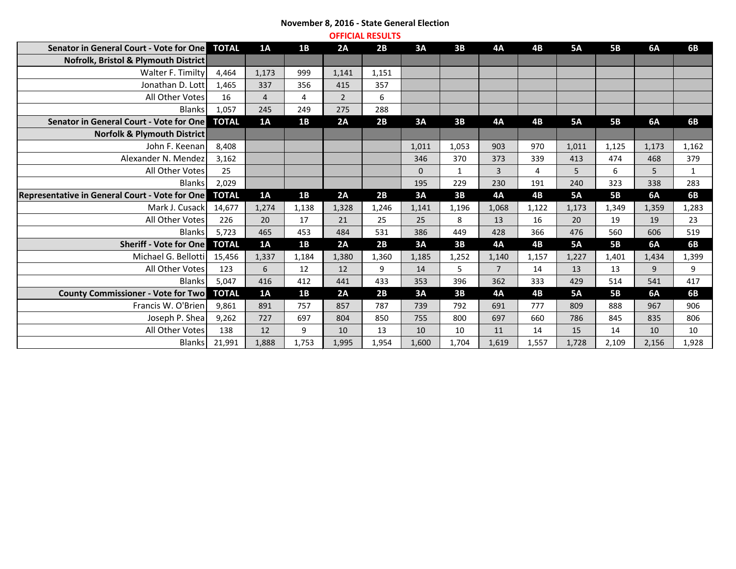**November 8, 2016 - State General Election**

**OFFICIAL RESULTS**

| Senator in General Court - Vote for One | TOTAL | 1A | 1B | 2A | 2B | 3A | 3B | 4A | 4B | 5A | 5B | 6A | 6B |
|---|---|---|---|---|---|---|---|---|---|---|---|---|---|
| **Nofrolk, Bristol & Plymouth District** | | | | | | | | | | | | | |
| Walter F. Timilty | 4,464 | 1,173 | 999 | 1,141 | 1,151 | | | | | | | | |
| Jonathan D. Lott | 1,465 | 337 | 356 | 415 | 357 | | | | | | | | |
| All Other Votes | 16 | 4 | 4 | 2 | 6 | | | | | | | | |
| Blanks | 1,057 | 245 | 249 | 275 | 288 | | | | | | | | |
| **Senator in General Court - Vote for One** | **TOTAL** | **1A** | **1B** | **2A** | **2B** | **3A** | **3B** | **4A** | **4B** | **5A** | **5B** | **6A** | **6B** |
| **Norfolk & Plymouth District** | | | | | | | | | | | | | |
| John F. Keenan | 8,408 | | | | | 1,011 | 1,053 | 903 | 970 | 1,011 | 1,125 | 1,173 | 1,162 |
| Alexander N. Mendez | 3,162 | | | | | 346 | 370 | 373 | 339 | 413 | 474 | 468 | 379 |
| All Other Votes | 25 | | | | | 0 | 1 | 3 | 4 | 5 | 6 | 5 | 1 |
| Blanks | 2,029 | | | | | 195 | 229 | 230 | 191 | 240 | 323 | 338 | 283 |
| **Representative in General Court - Vote for One** | **TOTAL** | **1A** | **1B** | **2A** | **2B** | **3A** | **3B** | **4A** | **4B** | **5A** | **5B** | **6A** | **6B** |
| Mark J. Cusack | 14,677 | 1,274 | 1,138 | 1,328 | 1,246 | 1,141 | 1,196 | 1,068 | 1,122 | 1,173 | 1,349 | 1,359 | 1,283 |
| All Other Votes | 226 | 20 | 17 | 21 | 25 | 25 | 8 | 13 | 16 | 20 | 19 | 19 | 23 |
| Blanks | 5,723 | 465 | 453 | 484 | 531 | 386 | 449 | 428 | 366 | 476 | 560 | 606 | 519 |
| **Sheriff - Vote for One** | **TOTAL** | **1A** | **1B** | **2A** | **2B** | **3A** | **3B** | **4A** | **4B** | **5A** | **5B** | **6A** | **6B** |
| Michael G. Bellotti | 15,456 | 1,337 | 1,184 | 1,380 | 1,360 | 1,185 | 1,252 | 1,140 | 1,157 | 1,227 | 1,401 | 1,434 | 1,399 |
| All Other Votes | 123 | 6 | 12 | 12 | 9 | 14 | 5 | 7 | 14 | 13 | 13 | 9 | 9 |
| Blanks | 5,047 | 416 | 412 | 441 | 433 | 353 | 396 | 362 | 333 | 429 | 514 | 541 | 417 |
| **County Commissioner - Vote for Two** | **TOTAL** | **1A** | **1B** | **2A** | **2B** | **3A** | **3B** | **4A** | **4B** | **5A** | **5B** | **6A** | **6B** |
| Francis W. O'Brien | 9,861 | 891 | 757 | 857 | 787 | 739 | 792 | 691 | 777 | 809 | 888 | 967 | 906 |
| Joseph P. Shea | 9,262 | 727 | 697 | 804 | 850 | 755 | 800 | 697 | 660 | 786 | 845 | 835 | 806 |
| All Other Votes | 138 | 12 | 9 | 10 | 13 | 10 | 10 | 11 | 14 | 15 | 14 | 10 | 10 |
| Blanks | 21,991 | 1,888 | 1,753 | 1,995 | 1,954 | 1,600 | 1,704 | 1,619 | 1,557 | 1,728 | 2,109 | 2,156 | 1,928 |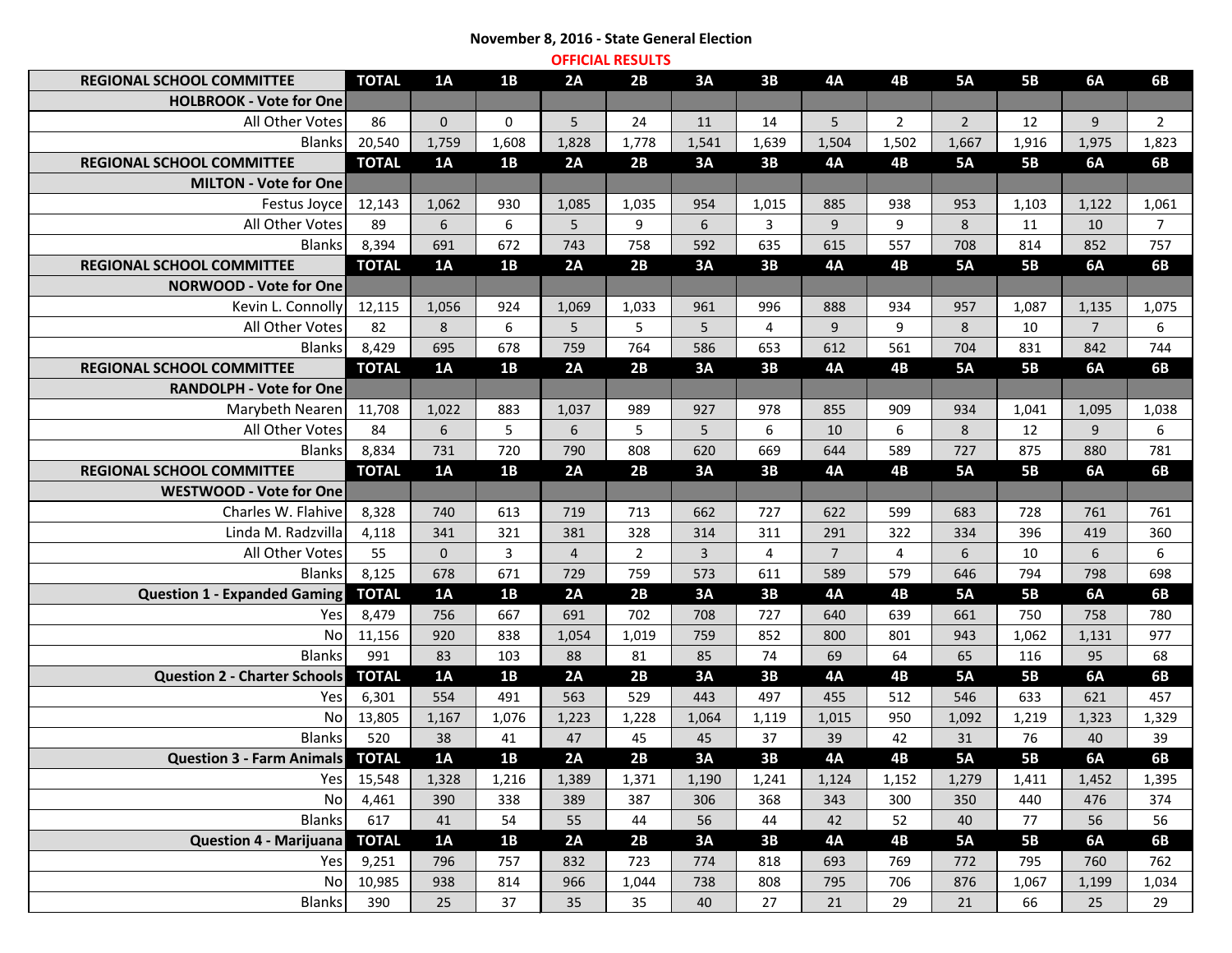**November 8, 2016 - State General Election**

**OFFICIAL RESULTS**

| REGIONAL SCHOOL COMMITTEE | TOTAL | 1A | 1B | 2A | 2B | 3A | 3B | 4A | 4B | 5A | 5B | 6A | 6B |
|---|---|---|---|---|---|---|---|---|---|---|---|---|---|
| **HOLBROOK - Vote for One** | | | | | | | | | | | | | |
| All Other Votes | 86 | 0 | 0 | 5 | 24 | 11 | 14 | 5 | 2 | 2 | 12 | 9 | 2 |
| Blanks | 20,540 | 1,759 | 1,608 | 1,828 | 1,778 | 1,541 | 1,639 | 1,504 | 1,502 | 1,667 | 1,916 | 1,975 | 1,823 |
| **REGIONAL SCHOOL COMMITTEE** | **TOTAL** | **1A** | **1B** | **2A** | **2B** | **3A** | **3B** | **4A** | **4B** | **5A** | **5B** | **6A** | **6B** |
| **MILTON - Vote for One** | | | | | | | | | | | | | |
| Festus Joyce | 12,143 | 1,062 | 930 | 1,085 | 1,035 | 954 | 1,015 | 885 | 938 | 953 | 1,103 | 1,122 | 1,061 |
| All Other Votes | 89 | 6 | 6 | 5 | 9 | 6 | 3 | 9 | 9 | 8 | 11 | 10 | 7 |
| Blanks | 8,394 | 691 | 672 | 743 | 758 | 592 | 635 | 615 | 557 | 708 | 814 | 852 | 757 |
| **REGIONAL SCHOOL COMMITTEE** | **TOTAL** | **1A** | **1B** | **2A** | **2B** | **3A** | **3B** | **4A** | **4B** | **5A** | **5B** | **6A** | **6B** |
| **NORWOOD - Vote for One** | | | | | | | | | | | | | |
| Kevin L. Connolly | 12,115 | 1,056 | 924 | 1,069 | 1,033 | 961 | 996 | 888 | 934 | 957 | 1,087 | 1,135 | 1,075 |
| All Other Votes | 82 | 8 | 6 | 5 | 5 | 5 | 4 | 9 | 9 | 8 | 10 | 7 | 6 |
| Blanks | 8,429 | 695 | 678 | 759 | 764 | 586 | 653 | 612 | 561 | 704 | 831 | 842 | 744 |
| **REGIONAL SCHOOL COMMITTEE** | **TOTAL** | **1A** | **1B** | **2A** | **2B** | **3A** | **3B** | **4A** | **4B** | **5A** | **5B** | **6A** | **6B** |
| **RANDOLPH - Vote for One** | | | | | | | | | | | | | |
| Marybeth Nearen | 11,708 | 1,022 | 883 | 1,037 | 989 | 927 | 978 | 855 | 909 | 934 | 1,041 | 1,095 | 1,038 |
| All Other Votes | 84 | 6 | 5 | 6 | 5 | 5 | 6 | 10 | 6 | 8 | 12 | 9 | 6 |
| Blanks | 8,834 | 731 | 720 | 790 | 808 | 620 | 669 | 644 | 589 | 727 | 875 | 880 | 781 |
| **REGIONAL SCHOOL COMMITTEE** | **TOTAL** | **1A** | **1B** | **2A** | **2B** | **3A** | **3B** | **4A** | **4B** | **5A** | **5B** | **6A** | **6B** |
| **WESTWOOD - Vote for One** | | | | | | | | | | | | | |
| Charles W. Flahive | 8,328 | 740 | 613 | 719 | 713 | 662 | 727 | 622 | 599 | 683 | 728 | 761 | 761 |
| Linda M. Radzvilla | 4,118 | 341 | 321 | 381 | 328 | 314 | 311 | 291 | 322 | 334 | 396 | 419 | 360 |
| All Other Votes | 55 | 0 | 3 | 4 | 2 | 3 | 4 | 7 | 4 | 6 | 10 | 6 | 6 |
| Blanks | 8,125 | 678 | 671 | 729 | 759 | 573 | 611 | 589 | 579 | 646 | 794 | 798 | 698 |
| **Question 1 - Expanded Gaming** | **TOTAL** | **1A** | **1B** | **2A** | **2B** | **3A** | **3B** | **4A** | **4B** | **5A** | **5B** | **6A** | **6B** |
| Yes | 8,479 | 756 | 667 | 691 | 702 | 708 | 727 | 640 | 639 | 661 | 750 | 758 | 780 |
| No | 11,156 | 920 | 838 | 1,054 | 1,019 | 759 | 852 | 800 | 801 | 943 | 1,062 | 1,131 | 977 |
| Blanks | 991 | 83 | 103 | 88 | 81 | 85 | 74 | 69 | 64 | 65 | 116 | 95 | 68 |
| **Question 2 - Charter Schools** | **TOTAL** | **1A** | **1B** | **2A** | **2B** | **3A** | **3B** | **4A** | **4B** | **5A** | **5B** | **6A** | **6B** |
| Yes | 6,301 | 554 | 491 | 563 | 529 | 443 | 497 | 455 | 512 | 546 | 633 | 621 | 457 |
| No | 13,805 | 1,167 | 1,076 | 1,223 | 1,228 | 1,064 | 1,119 | 1,015 | 950 | 1,092 | 1,219 | 1,323 | 1,329 |
| Blanks | 520 | 38 | 41 | 47 | 45 | 45 | 37 | 39 | 42 | 31 | 76 | 40 | 39 |
| **Question 3 - Farm Animals** | **TOTAL** | **1A** | **1B** | **2A** | **2B** | **3A** | **3B** | **4A** | **4B** | **5A** | **5B** | **6A** | **6B** |
| Yes | 15,548 | 1,328 | 1,216 | 1,389 | 1,371 | 1,190 | 1,241 | 1,124 | 1,152 | 1,279 | 1,411 | 1,452 | 1,395 |
| No | 4,461 | 390 | 338 | 389 | 387 | 306 | 368 | 343 | 300 | 350 | 440 | 476 | 374 |
| Blanks | 617 | 41 | 54 | 55 | 44 | 56 | 44 | 42 | 52 | 40 | 77 | 56 | 56 |
| **Question 4 - Marijuana** | **TOTAL** | **1A** | **1B** | **2A** | **2B** | **3A** | **3B** | **4A** | **4B** | **5A** | **5B** | **6A** | **6B** |
| Yes | 9,251 | 796 | 757 | 832 | 723 | 774 | 818 | 693 | 769 | 772 | 795 | 760 | 762 |
| No | 10,985 | 938 | 814 | 966 | 1,044 | 738 | 808 | 795 | 706 | 876 | 1,067 | 1,199 | 1,034 |
| Blanks | 390 | 25 | 37 | 35 | 35 | 40 | 27 | 21 | 29 | 21 | 66 | 25 | 29 |